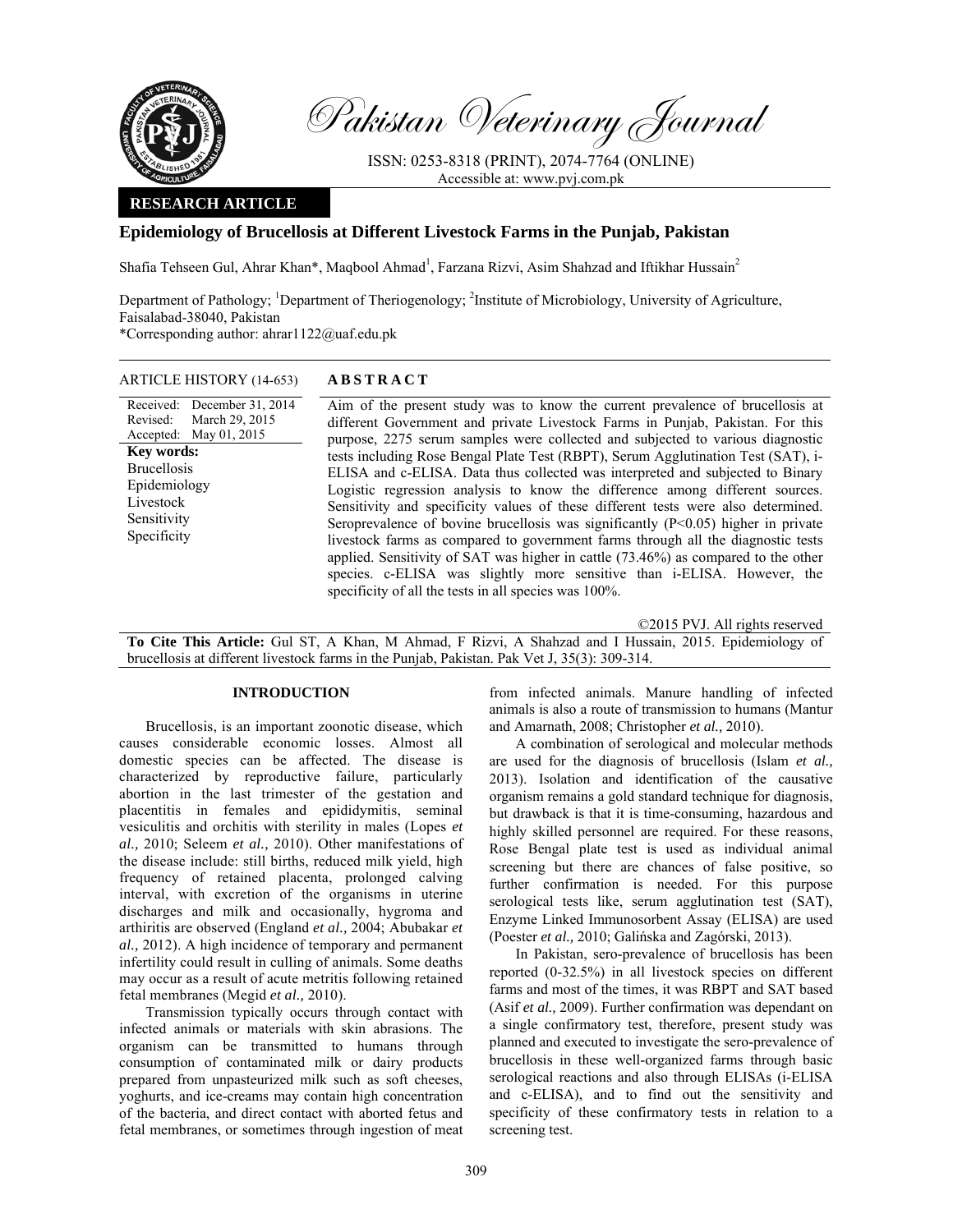# Pakistan Veterinary Journal

ISSN: 0253-8318 (PRINT), 2074-7764 (ONLINE)
Accessible at: www.pvj.com.pk

**RESEARCH ARTICLE**

## Epidemiology of Brucellosis at Different Livestock Farms in the Punjab, Pakistan

Shafia Tehseen Gul, Ahrar Khan*, Maqbool Ahmad[1], Farzana Rizvi, Asim Shahzad and Iftikhar Hussain[2]

Department of Pathology; [1]Department of Theriogenology; [2]Institute of Microbiology, University of Agriculture, Faisalabad-38040, Pakistan
*Corresponding author: ahrar1122@uaf.edu.pk

**ARTICLE HISTORY (14-653)**

Received: December 31, 2014
Revised: March 29, 2015
Accepted: May 01, 2015

**Key words:**
Brucellosis
Epidemiology
Livestock
Sensitivity
Specificity

**ABSTRACT**

Aim of the present study was to know the current prevalence of brucellosis at different Government and private Livestock Farms in Punjab, Pakistan. For this purpose, 2275 serum samples were collected and subjected to various diagnostic tests including Rose Bengal Plate Test (RBPT), Serum Agglutination Test (SAT), i-ELISA and c-ELISA. Data thus collected was interpreted and subjected to Binary Logistic regression analysis to know the difference among different sources. Sensitivity and specificity values of these different tests were also determined. Seroprevalence of bovine brucellosis was significantly ($P<0.05$) higher in private livestock farms as compared to government farms through all the diagnostic tests applied. Sensitivity of SAT was higher in cattle (73.46%) as compared to the other species. c-ELISA was slightly more sensitive than i-ELISA. However, the specificity of all the tests in all species was 100%.

©2015 PVJ. All rights reserved

**To Cite This Article:** Gul ST, A Khan, M Ahmad, F Rizvi, A Shahzad and I Hussain, 2015. Epidemiology of brucellosis at different livestock farms in the Punjab, Pakistan. Pak Vet J, 35(3): 309-314.

## INTRODUCTION

Brucellosis, is an important zoonotic disease, which causes considerable economic losses. Almost all domestic species can be affected. The disease is characterized by reproductive failure, particularly abortion in the last trimester of the gestation and placentitis in females and epididymitis, seminal vesiculitis and orchitis with sterility in males (Lopes *et al.,* 2010; Seleem *et al.,* 2010). Other manifestations of the disease include: still births, reduced milk yield, high frequency of retained placenta, prolonged calving interval, with excretion of the organisms in uterine discharges and milk and occasionally, hygroma and arthiritis are observed (England *et al.,* 2004; Abubakar *et al.,* 2012). A high incidence of temporary and permanent infertility could result in culling of animals. Some deaths may occur as a result of acute metritis following retained fetal membranes (Megid *et al.,* 2010).

Transmission typically occurs through contact with infected animals or materials with skin abrasions. The organism can be transmitted to humans through consumption of contaminated milk or dairy products prepared from unpasteurized milk such as soft cheeses, yoghurts, and ice-creams may contain high concentration of the bacteria, and direct contact with aborted fetus and fetal membranes, or sometimes through ingestion of meat from infected animals. Manure handling of infected animals is also a route of transmission to humans (Mantur and Amarnath, 2008; Christopher *et al.,* 2010).

A combination of serological and molecular methods are used for the diagnosis of brucellosis (Islam *et al.,* 2013). Isolation and identification of the causative organism remains a gold standard technique for diagnosis, but drawback is that it is time-consuming, hazardous and highly skilled personnel are required. For these reasons, Rose Bengal plate test is used as individual animal screening but there are chances of false positive, so further confirmation is needed. For this purpose serological tests like, serum agglutination test (SAT), Enzyme Linked Immunosorbent Assay (ELISA) are used (Poester *et al.,* 2010; Galińska and Zagórski, 2013).

In Pakistan, sero-prevalence of brucellosis has been reported (0-32.5%) in all livestock species on different farms and most of the times, it was RBPT and SAT based (Asif *et al.,* 2009). Further confirmation was dependant on a single confirmatory test, therefore, present study was planned and executed to investigate the sero-prevalence of brucellosis in these well-organized farms through basic serological reactions and also through ELISAs (i-ELISA and c-ELISA), and to find out the sensitivity and specificity of these confirmatory tests in relation to a screening test.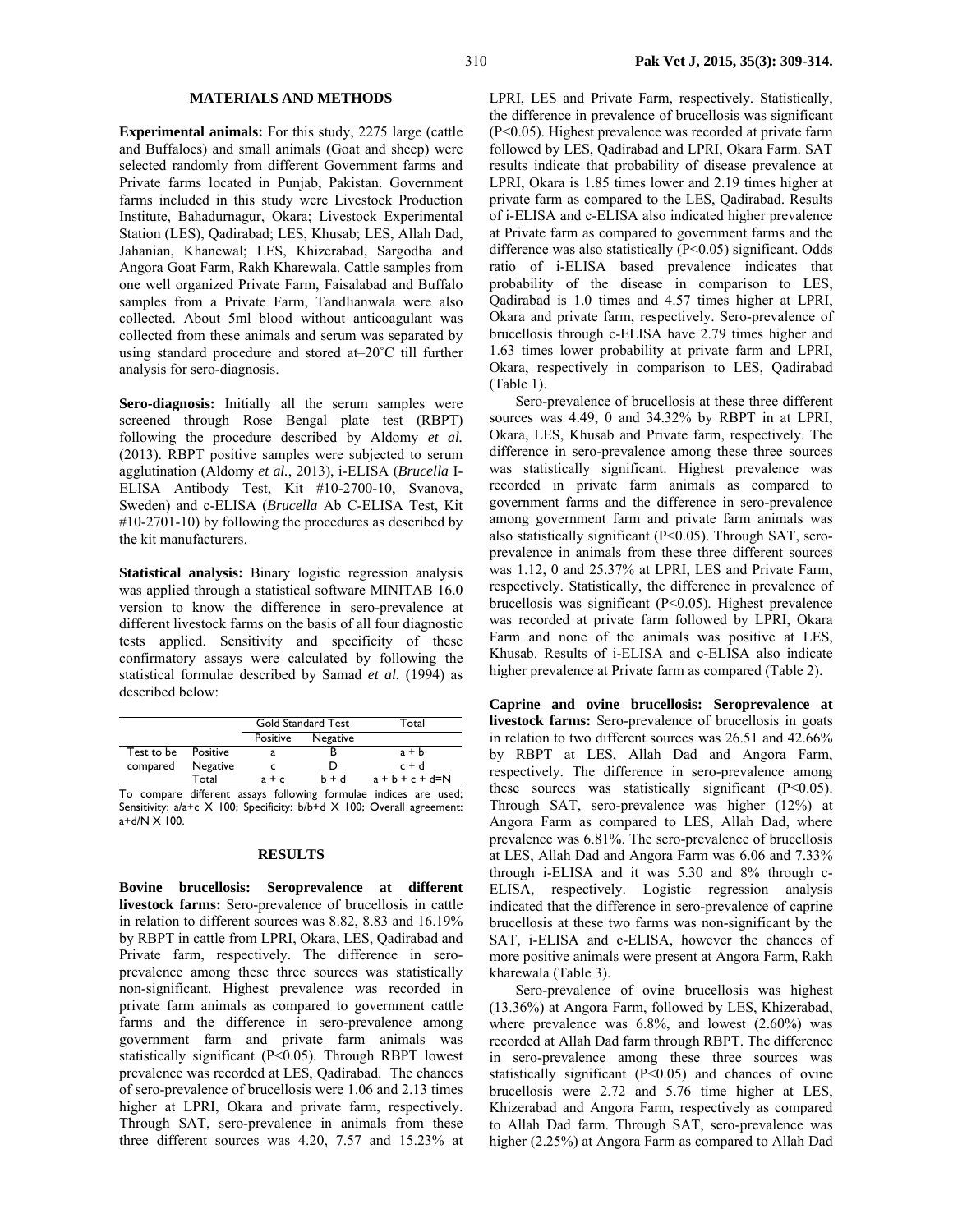## MATERIALS AND METHODS

**Experimental animals:** For this study, 2275 large (cattle and Buffaloes) and small animals (Goat and sheep) were selected randomly from different Government farms and Private farms located in Punjab, Pakistan. Government farms included in this study were Livestock Production Institute, Bahadurnagur, Okara; Livestock Experimental Station (LES), Qadirabad; LES, Khusab; LES, Allah Dad, Jahanian, Khanewal; LES, Khizerabad, Sargodha and Angora Goat Farm, Rakh Kharewala. Cattle samples from one well organized Private Farm, Faisalabad and Buffalo samples from a Private Farm, Tandlianwala were also collected. About 5ml blood without anticoagulant was collected from these animals and serum was separated by using standard procedure and stored at–20˚C till further analysis for sero-diagnosis.

**Sero-diagnosis:** Initially all the serum samples were screened through Rose Bengal plate test (RBPT) following the procedure described by Aldomy *et al.* (2013). RBPT positive samples were subjected to serum agglutination (Aldomy *et al.*, 2013), i-ELISA (*Brucella* I-ELISA Antibody Test, Kit #10-2700-10, Svanova, Sweden) and c-ELISA (*Brucella* Ab C-ELISA Test, Kit #10-2701-10) by following the procedures as described by the kit manufacturers.

**Statistical analysis:** Binary logistic regression analysis was applied through a statistical software MINITAB 16.0 version to know the difference in sero-prevalence at different livestock farms on the basis of all four diagnostic tests applied. Sensitivity and specificity of these confirmatory assays were calculated by following the statistical formulae described by Samad *et al.* (1994) as described below:

| | | Gold Standard Test | | Total |
|---|---|---|---|---|
| | | Positive | Negative | |
| Test to be compared | Positive | a | B | a + b |
| | Negative | c | D | c + d |
| | Total | a + c | b + d | a + b + c + d=N |

To compare different assays following formulae indices are used; Sensitivity: a/a+c X 100; Specificity: b/b+d X 100; Overall agreement: a+d/N X 100.

## RESULTS

**Bovine brucellosis: Seroprevalence at different livestock farms:** Sero-prevalence of brucellosis in cattle in relation to different sources was 8.82, 8.83 and 16.19% by RBPT in cattle from LPRI, Okara, LES, Qadirabad and Private farm, respectively. The difference in sero-prevalence among these three sources was statistically non-significant. Highest prevalence was recorded in private farm animals as compared to government cattle farms and the difference in sero-prevalence among government farm and private farm animals was statistically significant (P<0.05). Through RBPT lowest prevalence was recorded at LES, Qadirabad. The chances of sero-prevalence of brucellosis were 1.06 and 2.13 times higher at LPRI, Okara and private farm, respectively. Through SAT, sero-prevalence in animals from these three different sources was 4.20, 7.57 and 15.23% at LPRI, LES and Private Farm, respectively. Statistically, the difference in prevalence of brucellosis was significant (P<0.05). Highest prevalence was recorded at private farm followed by LES, Qadirabad and LPRI, Okara Farm. SAT results indicate that probability of disease prevalence at LPRI, Okara is 1.85 times lower and 2.19 times higher at private farm as compared to the LES, Qadirabad. Results of i-ELISA and c-ELISA also indicated higher prevalence at Private farm as compared to government farms and the difference was also statistically (P<0.05) significant. Odds ratio of i-ELISA based prevalence indicates that probability of the disease in comparison to LES, Qadirabad is 1.0 times and 4.57 times higher at LPRI, Okara and private farm, respectively. Sero-prevalence of brucellosis through c-ELISA have 2.79 times higher and 1.63 times lower probability at private farm and LPRI, Okara, respectively in comparison to LES, Qadirabad (Table 1).

Sero-prevalence of brucellosis at these three different sources was 4.49, 0 and 34.32% by RBPT in at LPRI, Okara, LES, Khusab and Private farm, respectively. The difference in sero-prevalence among these three sources was statistically significant. Highest prevalence was recorded in private farm animals as compared to government farms and the difference in sero-prevalence among government farm and private farm animals was also statistically significant (P<0.05). Through SAT, sero-prevalence in animals from these three different sources was 1.12, 0 and 25.37% at LPRI, LES and Private Farm, respectively. Statistically, the difference in prevalence of brucellosis was significant (P<0.05). Highest prevalence was recorded at private farm followed by LPRI, Okara Farm and none of the animals was positive at LES, Khusab. Results of i-ELISA and c-ELISA also indicate higher prevalence at Private farm as compared (Table 2).

**Caprine and ovine brucellosis: Seroprevalence at livestock farms:** Sero-prevalence of brucellosis in goats in relation to two different sources was 26.51 and 42.66% by RBPT at LES, Allah Dad and Angora Farm, respectively. The difference in sero-prevalence among these sources was statistically significant (P<0.05). Through SAT, sero-prevalence was higher (12%) at Angora Farm as compared to LES, Allah Dad, where prevalence was 6.81%. The sero-prevalence of brucellosis at LES, Allah Dad and Angora Farm was 6.06 and 7.33% through i-ELISA and it was 5.30 and 8% through c-ELISA, respectively. Logistic regression analysis indicated that the difference in sero-prevalence of caprine brucellosis at these two farms was non-significant by the SAT, i-ELISA and c-ELISA, however the chances of more positive animals were present at Angora Farm, Rakh kharewala (Table 3).

Sero-prevalence of ovine brucellosis was highest (13.36%) at Angora Farm, followed by LES, Khizerabad, where prevalence was 6.8%, and lowest (2.60%) was recorded at Allah Dad farm through RBPT. The difference in sero-prevalence among these three sources was statistically significant (P<0.05) and chances of ovine brucellosis were 2.72 and 5.76 time higher at LES, Khizerabad and Angora Farm, respectively as compared to Allah Dad farm. Through SAT, sero-prevalence was higher (2.25%) at Angora Farm as compared to Allah Dad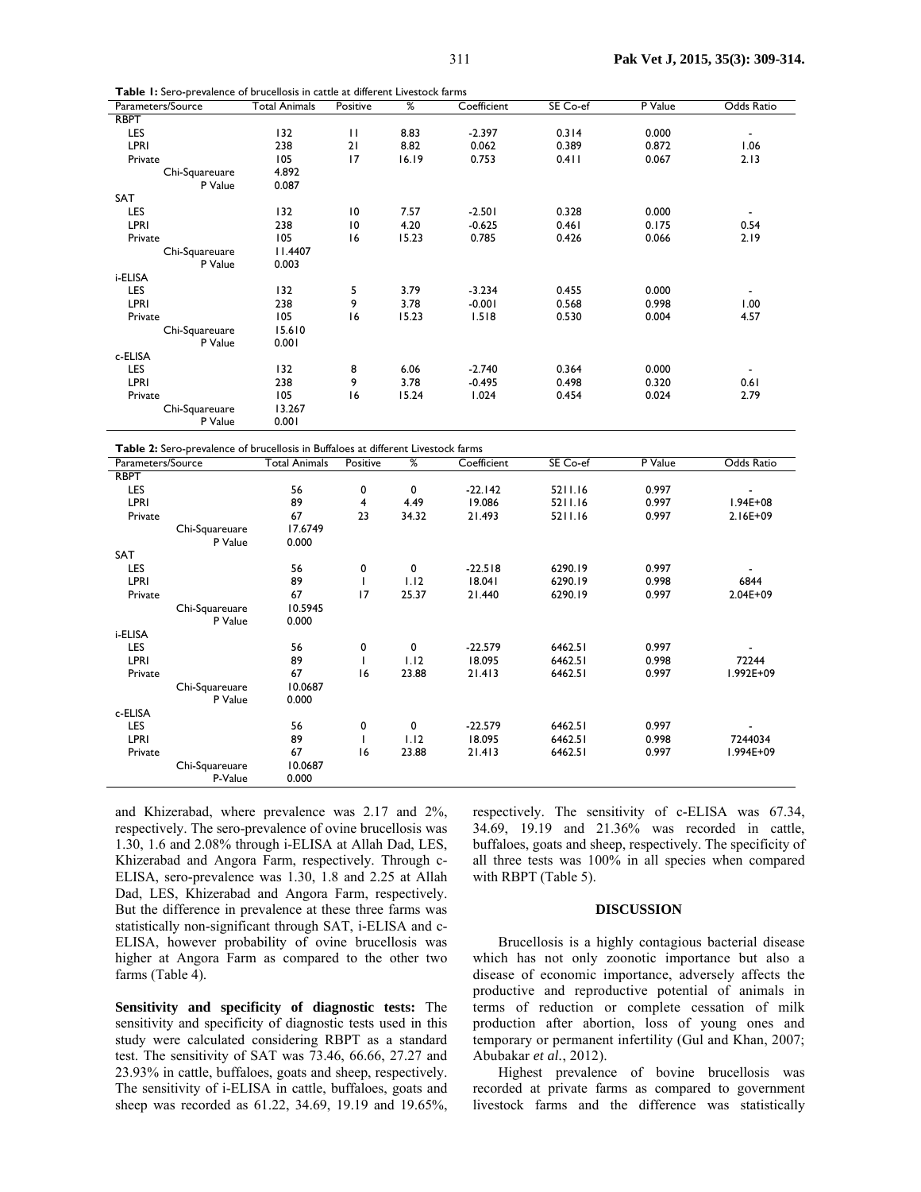**Table 1:** Sero-prevalence of brucellosis in cattle at different Livestock farms

| Parameters/Source | Total Animals | Positive | % | Coefficient | SE Co-ef | P Value | Odds Ratio |
|---|---|---|---|---|---|---|---|
| RBPT | | | | | | | |
| LES | 132 | 11 | 8.83 | -2.397 | 0.314 | 0.000 | - |
| LPRI | 238 | 21 | 8.82 | 0.062 | 0.389 | 0.872 | 1.06 |
| Private | 105 | 17 | 16.19 | 0.753 | 0.411 | 0.067 | 2.13 |
| Chi-Squareuare | 4.892 | | | | | | |
| P Value | 0.087 | | | | | | |
| SAT | | | | | | | |
| LES | 132 | 10 | 7.57 | -2.501 | 0.328 | 0.000 | - |
| LPRI | 238 | 10 | 4.20 | -0.625 | 0.461 | 0.175 | 0.54 |
| Private | 105 | 16 | 15.23 | 0.785 | 0.426 | 0.066 | 2.19 |
| Chi-Squareuare | 11.4407 | | | | | | |
| P Value | 0.003 | | | | | | |
| i-ELISA | | | | | | | |
| LES | 132 | 5 | 3.79 | -3.234 | 0.455 | 0.000 | - |
| LPRI | 238 | 9 | 3.78 | -0.001 | 0.568 | 0.998 | 1.00 |
| Private | 105 | 16 | 15.23 | 1.518 | 0.530 | 0.004 | 4.57 |
| Chi-Squareuare | 15.610 | | | | | | |
| P Value | 0.001 | | | | | | |
| c-ELISA | | | | | | | |
| LES | 132 | 8 | 6.06 | -2.740 | 0.364 | 0.000 | - |
| LPRI | 238 | 9 | 3.78 | -0.495 | 0.498 | 0.320 | 0.61 |
| Private | 105 | 16 | 15.24 | 1.024 | 0.454 | 0.024 | 2.79 |
| Chi-Squareuare | 13.267 | | | | | | |
| P Value | 0.001 | | | | | | |

**Table 2:** Sero-prevalence of brucellosis in Buffaloes at different Livestock farms

| Parameters/Source | Total Animals | Positive | % | Coefficient | SE Co-ef | P Value | Odds Ratio |
|---|---|---|---|---|---|---|---|
| RBPT | | | | | | | |
| LES | 56 | 0 | 0 | -22.142 | 5211.16 | 0.997 | - |
| LPRI | 89 | 4 | 4.49 | 19.086 | 5211.16 | 0.997 | 1.94E+08 |
| Private | 67 | 23 | 34.32 | 21.493 | 5211.16 | 0.997 | 2.16E+09 |
| Chi-Squareuare | 17.6749 | | | | | | |
| P Value | 0.000 | | | | | | |
| SAT | | | | | | | |
| LES | 56 | 0 | 0 | -22.518 | 6290.19 | 0.997 | - |
| LPRI | 89 | 1 | 1.12 | 18.041 | 6290.19 | 0.998 | 6844 |
| Private | 67 | 17 | 25.37 | 21.440 | 6290.19 | 0.997 | 2.04E+09 |
| Chi-Squareuare | 10.5945 | | | | | | |
| P Value | 0.000 | | | | | | |
| i-ELISA | | | | | | | |
| LES | 56 | 0 | 0 | -22.579 | 6462.51 | 0.997 | - |
| LPRI | 89 | 1 | 1.12 | 18.095 | 6462.51 | 0.998 | 72244 |
| Private | 67 | 16 | 23.88 | 21.413 | 6462.51 | 0.997 | 1.992E+09 |
| Chi-Squareuare | 10.0687 | | | | | | |
| P Value | 0.000 | | | | | | |
| c-ELISA | | | | | | | |
| LES | 56 | 0 | 0 | -22.579 | 6462.51 | 0.997 | - |
| LPRI | 89 | 1 | 1.12 | 18.095 | 6462.51 | 0.998 | 7244034 |
| Private | 67 | 16 | 23.88 | 21.413 | 6462.51 | 0.997 | 1.994E+09 |
| Chi-Squareuare | 10.0687 | | | | | | |
| P-Value | 0.000 | | | | | | |

and Khizerabad, where prevalence was 2.17 and 2%, respectively. The sero-prevalence of ovine brucellosis was 1.30, 1.6 and 2.08% through i-ELISA at Allah Dad, LES, Khizerabad and Angora Farm, respectively. Through c-ELISA, sero-prevalence was 1.30, 1.8 and 2.25 at Allah Dad, LES, Khizerabad and Angora Farm, respectively. But the difference in prevalence at these three farms was statistically non-significant through SAT, i-ELISA and c-ELISA, however probability of ovine brucellosis was higher at Angora Farm as compared to the other two farms (Table 4).

**Sensitivity and specificity of diagnostic tests:** The sensitivity and specificity of diagnostic tests used in this study were calculated considering RBPT as a standard test. The sensitivity of SAT was 73.46, 66.66, 27.27 and 23.93% in cattle, buffaloes, goats and sheep, respectively. The sensitivity of i-ELISA in cattle, buffaloes, goats and sheep was recorded as 61.22, 34.69, 19.19 and 19.65%, respectively. The sensitivity of c-ELISA was 67.34, 34.69, 19.19 and 21.36% was recorded in cattle, buffaloes, goats and sheep, respectively. The specificity of all three tests was 100% in all species when compared with RBPT (Table 5).

## DISCUSSION

Brucellosis is a highly contagious bacterial disease which has not only zoonotic importance but also a disease of economic importance, adversely affects the productive and reproductive potential of animals in terms of reduction or complete cessation of milk production after abortion, loss of young ones and temporary or permanent infertility (Gul and Khan, 2007; Abubakar *et al.*, 2012).

Highest prevalence of bovine brucellosis was recorded at private farms as compared to government livestock farms and the difference was statistically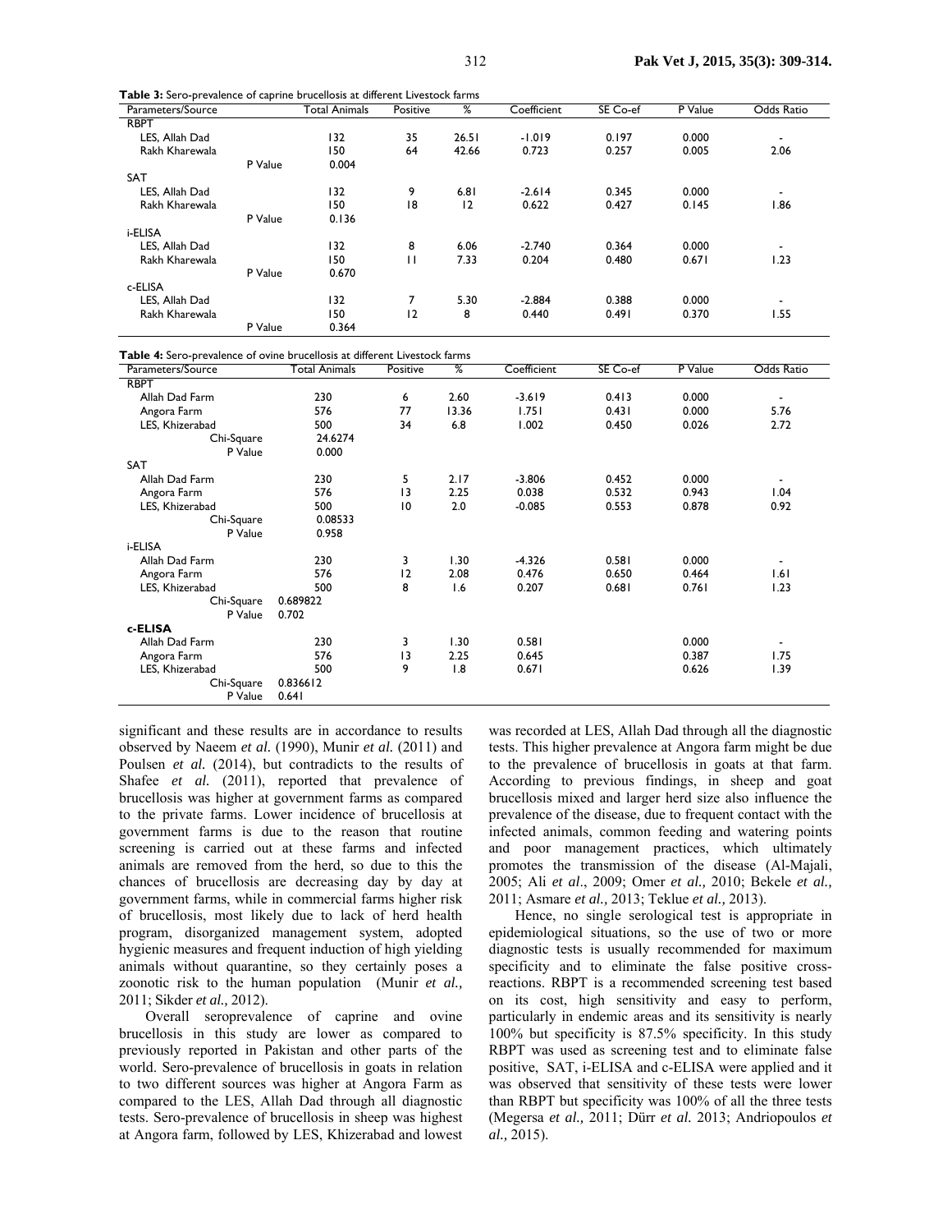**Table 3:** Sero-prevalence of caprine brucellosis at different Livestock farms

| Parameters/Source | Total Animals | Positive | % | Coefficient | SE Co-ef | P Value | Odds Ratio |
|---|---|---|---|---|---|---|---|
| RBPT | | | | | | | |
| LES, Allah Dad | 132 | 35 | 26.51 | -1.019 | 0.197 | 0.000 | - |
| Rakh Kharewala | 150 | 64 | 42.66 | 0.723 | 0.257 | 0.005 | 2.06 |
| P Value | 0.004 | | | | | | |
| SAT | | | | | | | |
| LES, Allah Dad | 132 | 9 | 6.81 | -2.614 | 0.345 | 0.000 | - |
| Rakh Kharewala | 150 | 18 | 12 | 0.622 | 0.427 | 0.145 | 1.86 |
| P Value | 0.136 | | | | | | |
| i-ELISA | | | | | | | |
| LES, Allah Dad | 132 | 8 | 6.06 | -2.740 | 0.364 | 0.000 | - |
| Rakh Kharewala | 150 | 11 | 7.33 | 0.204 | 0.480 | 0.671 | 1.23 |
| P Value | 0.670 | | | | | | |
| c-ELISA | | | | | | | |
| LES, Allah Dad | 132 | 7 | 5.30 | -2.884 | 0.388 | 0.000 | - |
| Rakh Kharewala | 150 | 12 | 8 | 0.440 | 0.491 | 0.370 | 1.55 |
| P Value | 0.364 | | | | | | |

**Table 4:** Sero-prevalence of ovine brucellosis at different Livestock farms

| Parameters/Source | Total Animals | Positive | % | Coefficient | SE Co-ef | P Value | Odds Ratio |
|---|---|---|---|---|---|---|---|
| RBPT | | | | | | | |
| Allah Dad Farm | 230 | 6 | 2.60 | -3.619 | 0.413 | 0.000 | - |
| Angora Farm | 576 | 77 | 13.36 | 1.751 | 0.431 | 0.000 | 5.76 |
| LES, Khizerabad | 500 | 34 | 6.8 | 1.002 | 0.450 | 0.026 | 2.72 |
| Chi-Square | 24.6274 | | | | | | |
| P Value | 0.000 | | | | | | |
| SAT | | | | | | | |
| Allah Dad Farm | 230 | 5 | 2.17 | -3.806 | 0.452 | 0.000 | - |
| Angora Farm | 576 | 13 | 2.25 | 0.038 | 0.532 | 0.943 | 1.04 |
| LES, Khizerabad | 500 | 10 | 2.0 | -0.085 | 0.553 | 0.878 | 0.92 |
| Chi-Square | 0.08533 | | | | | | |
| P Value | 0.958 | | | | | | |
| i-ELISA | | | | | | | |
| Allah Dad Farm | 230 | 3 | 1.30 | -4.326 | 0.581 | 0.000 | - |
| Angora Farm | 576 | 12 | 2.08 | 0.476 | 0.650 | 0.464 | 1.61 |
| LES, Khizerabad | 500 | 8 | 1.6 | 0.207 | 0.681 | 0.761 | 1.23 |
| Chi-Square | 0.689822 | | | | | | |
| P Value | 0.702 | | | | | | |
| **c-ELISA** | | | | | | | |
| Allah Dad Farm | 230 | 3 | 1.30 | 0.581 | | 0.000 | - |
| Angora Farm | 576 | 13 | 2.25 | 0.645 | | 0.387 | 1.75 |
| LES, Khizerabad | 500 | 9 | 1.8 | 0.671 | | 0.626 | 1.39 |
| Chi-Square | 0.836612 | | | | | | |
| P Value | 0.641 | | | | | | |

significant and these results are in accordance to results observed by Naeem *et al.* (1990), Munir *et al.* (2011) and Poulsen *et al.* (2014), but contradicts to the results of Shafee *et al.* (2011), reported that prevalence of brucellosis was higher at government farms as compared to the private farms. Lower incidence of brucellosis at government farms is due to the reason that routine screening is carried out at these farms and infected animals are removed from the herd, so due to this the chances of brucellosis are decreasing day by day at government farms, while in commercial farms higher risk of brucellosis, most likely due to lack of herd health program, disorganized management system, adopted hygienic measures and frequent induction of high yielding animals without quarantine, so they certainly poses a zoonotic risk to the human population (Munir *et al.,* 2011; Sikder *et al.,* 2012).

Overall seroprevalence of caprine and ovine brucellosis in this study are lower as compared to previously reported in Pakistan and other parts of the world. Sero-prevalence of brucellosis in goats in relation to two different sources was higher at Angora Farm as compared to the LES, Allah Dad through all diagnostic tests. Sero-prevalence of brucellosis in sheep was highest at Angora farm, followed by LES, Khizerabad and lowest was recorded at LES, Allah Dad through all the diagnostic tests. This higher prevalence at Angora farm might be due to the prevalence of brucellosis in goats at that farm. According to previous findings, in sheep and goat brucellosis mixed and larger herd size also influence the prevalence of the disease, due to frequent contact with the infected animals, common feeding and watering points and poor management practices, which ultimately promotes the transmission of the disease (Al-Majali, 2005; Ali *et al*., 2009; Omer *et al.,* 2010; Bekele *et al.,* 2011; Asmare *et al.,* 2013; Teklue *et al.,* 2013).

Hence, no single serological test is appropriate in epidemiological situations, so the use of two or more diagnostic tests is usually recommended for maximum specificity and to eliminate the false positive cross-reactions. RBPT is a recommended screening test based on its cost, high sensitivity and easy to perform, particularly in endemic areas and its sensitivity is nearly 100% but specificity is 87.5% specificity. In this study RBPT was used as screening test and to eliminate false positive, SAT, i-ELISA and c-ELISA were applied and it was observed that sensitivity of these tests were lower than RBPT but specificity was 100% of all the three tests (Megersa *et al.,* 2011; Dürr *et al.* 2013; Andriopoulos *et al.,* 2015).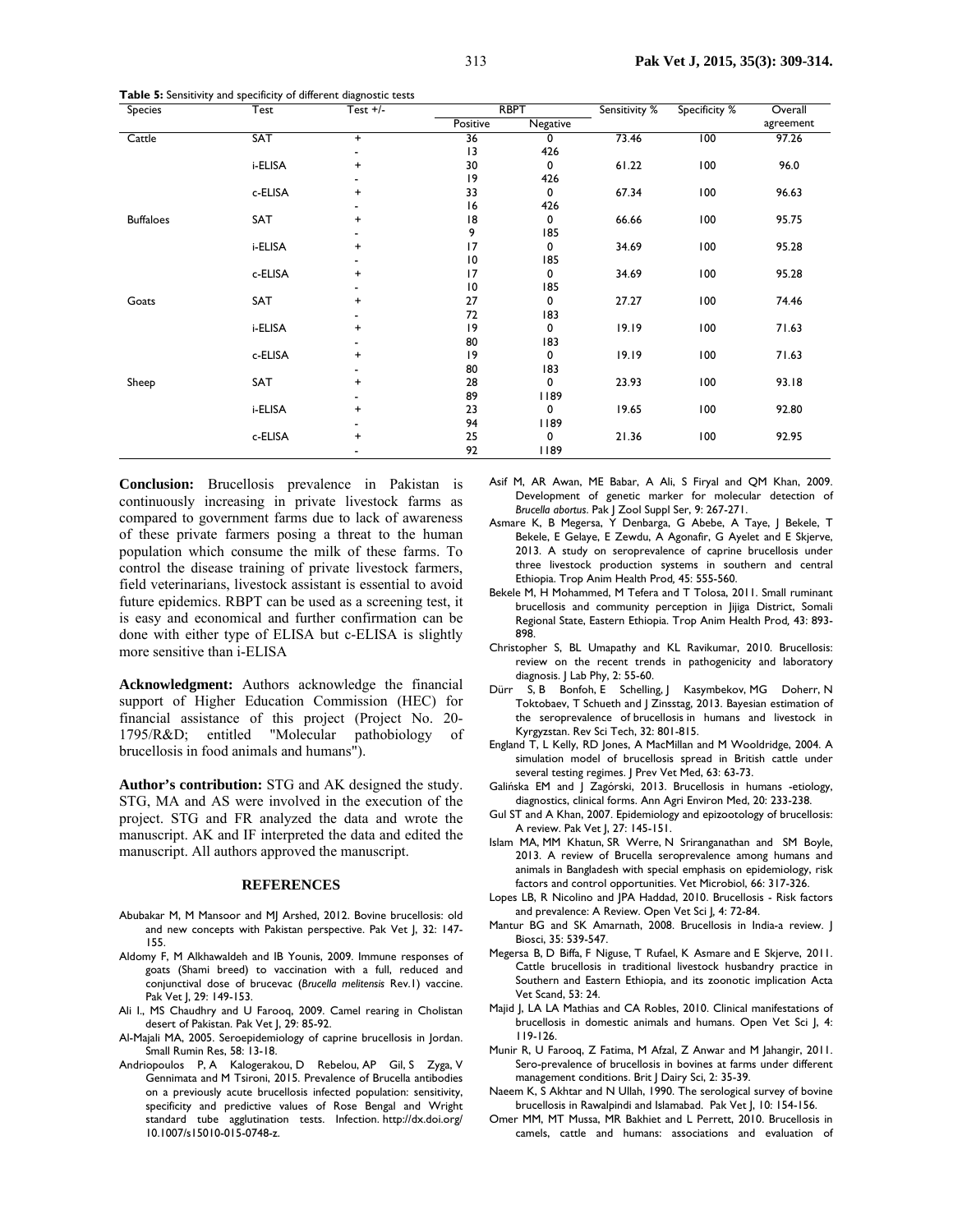**Table 5:** Sensitivity and specificity of different diagnostic tests

| Species | Test | Test +/- | RBPT | | Sensitivity % | Specificity % | Overall agreement |
|---|---|---|---|---|---|---|---|
| | | | Positive | Negative | | | |
| Cattle | SAT | + | 36 | 0 | 73.46 | 100 | 97.26 |
| | | - | 13 | 426 | | | |
| | i-ELISA | + | 30 | 0 | 61.22 | 100 | 96.0 |
| | | - | 19 | 426 | | | |
| | c-ELISA | + | 33 | 0 | 67.34 | 100 | 96.63 |
| | | - | 16 | 426 | | | |
| Buffaloes | SAT | + | 18 | 0 | 66.66 | 100 | 95.75 |
| | | - | 9 | 185 | | | |
| | i-ELISA | + | 17 | 0 | 34.69 | 100 | 95.28 |
| | | - | 10 | 185 | | | |
| | c-ELISA | + | 17 | 0 | 34.69 | 100 | 95.28 |
| | | - | 10 | 185 | | | |
| Goats | SAT | + | 27 | 0 | 27.27 | 100 | 74.46 |
| | | - | 72 | 183 | | | |
| | i-ELISA | + | 19 | 0 | 19.19 | 100 | 71.63 |
| | | - | 80 | 183 | | | |
| | c-ELISA | + | 19 | 0 | 19.19 | 100 | 71.63 |
| | | - | 80 | 183 | | | |
| Sheep | SAT | + | 28 | 0 | 23.93 | 100 | 93.18 |
| | | - | 89 | 1189 | | | |
| | i-ELISA | + | 23 | 0 | 19.65 | 100 | 92.80 |
| | | - | 94 | 1189 | | | |
| | c-ELISA | + | 25 | 0 | 21.36 | 100 | 92.95 |
| | | - | 92 | 1189 | | | |

**Conclusion:** Brucellosis prevalence in Pakistan is continuously increasing in private livestock farms as compared to government farms due to lack of awareness of these private farmers posing a threat to the human population which consume the milk of these farms. To control the disease training of private livestock farmers, field veterinarians, livestock assistant is essential to avoid future epidemics. RBPT can be used as a screening test, it is easy and economical and further confirmation can be done with either type of ELISA but c-ELISA is slightly more sensitive than i-ELISA

**Acknowledgment:** Authors acknowledge the financial support of Higher Education Commission (HEC) for financial assistance of this project (Project No. 20-1795/R&D; entitled "Molecular pathobiology of brucellosis in food animals and humans").

**Author's contribution:** STG and AK designed the study. STG, MA and AS were involved in the execution of the project. STG and FR analyzed the data and wrote the manuscript. AK and IF interpreted the data and edited the manuscript. All authors approved the manuscript.

## REFERENCES

Abubakar M, M Mansoor and MJ Arshed, 2012. Bovine brucellosis: old and new concepts with Pakistan perspective. Pak Vet J, 32: 147-155.

Aldomy F, M Alkhawaldeh and IB Younis, 2009. Immune responses of goats (Shami breed) to vaccination with a full, reduced and conjunctival dose of brucevac (*Brucella melitensis* Rev.1) vaccine. Pak Vet J, 29: 149-153.

Ali I., MS Chaudhry and U Farooq, 2009. Camel rearing in Cholistan desert of Pakistan. Pak Vet J, 29: 85-92.

Al-Majali MA, 2005. Seroepidemiology of caprine brucellosis in Jordan. Small Rumin Res, 58: 13-18.

Andriopoulos P, A Kalogerakou, D Rebelou, AP Gil, S Zyga, V Gennimata and M Tsironi, 2015. Prevalence of Brucella antibodies on a previously acute brucellosis infected population: sensitivity, specificity and predictive values of Rose Bengal and Wright standard tube agglutination tests. Infection. http://dx.doi.org/10.1007/s15010-015-0748-z.

Asif M, AR Awan, ME Babar, A Ali, S Firyal and QM Khan, 2009. Development of genetic marker for molecular detection of *Brucella abortus*. Pak J Zool Suppl Ser, 9: 267-271.

Asmare K, B Megersa, Y Denbarga, G Abebe, A Taye, J Bekele, T Bekele, E Gelaye, E Zewdu, A Agonafir, G Ayelet and E Skjerve, 2013. A study on seroprevalence of caprine brucellosis under three livestock production systems in southern and central Ethiopia. Trop Anim Health Prod, 45: 555-560.

Bekele M, H Mohammed, M Tefera and T Tolosa, 2011. Small ruminant brucellosis and community perception in Jijiga District, Somali Regional State, Eastern Ethiopia. Trop Anim Health Prod, 43: 893-898.

Christopher S, BL Umapathy and KL Ravikumar, 2010. Brucellosis: review on the recent trends in pathogenicity and laboratory diagnosis. J Lab Phy, 2: 55-60.

Dürr S, B Bonfoh, E Schelling, J Kasymbekov, MG Doherr, N Toktobaev, T Schueth and J Zinsstag, 2013. Bayesian estimation of the seroprevalence of brucellosis in humans and livestock in Kyrgyzstan. Rev Sci Tech, 32: 801-815.

England T, L Kelly, RD Jones, A MacMillan and M Wooldridge, 2004. A simulation model of brucellosis spread in British cattle under several testing regimes. J Prev Vet Med, 63: 63-73.

Galińska EM and J Zagórski, 2013. Brucellosis in humans -etiology, diagnostics, clinical forms. Ann Agri Environ Med, 20: 233-238.

Gul ST and A Khan, 2007. Epidemiology and epizootology of brucellosis: A review. Pak Vet J, 27: 145-151.

Islam MA, MM Khatun, SR Werre, N Sriranganathan and SM Boyle, 2013. A review of Brucella seroprevalence among humans and animals in Bangladesh with special emphasis on epidemiology, risk factors and control opportunities. Vet Microbiol, 66: 317-326.

Lopes LB, R Nicolino and JPA Haddad, 2010. Brucellosis - Risk factors and prevalence: A Review. Open Vet Sci J, 4: 72-84.

Mantur BG and SK Amarnath, 2008. Brucellosis in India-a review. J Biosci, 35: 539-547.

Megersa B, D Biffa, F Niguse, T Rufael, K Asmare and E Skjerve, 2011. Cattle brucellosis in traditional livestock husbandry practice in Southern and Eastern Ethiopia, and its zoonotic implication Acta Vet Scand, 53: 24.

Majid J, LA LA Mathias and CA Robles, 2010. Clinical manifestations of brucellosis in domestic animals and humans. Open Vet Sci J, 4: 119-126.

Munir R, U Farooq, Z Fatima, M Afzal, Z Anwar and M Jahangir, 2011. Sero-prevalence of brucellosis in bovines at farms under different management conditions. Brit J Dairy Sci, 2: 35-39.

Naeem K, S Akhtar and N Ullah, 1990. The serological survey of bovine brucellosis in Rawalpindi and Islamabad. Pak Vet J, 10: 154-156.

Omer MM, MT Mussa, MR Bakhiet and L Perrett, 2010. Brucellosis in camels, cattle and humans: associations and evaluation of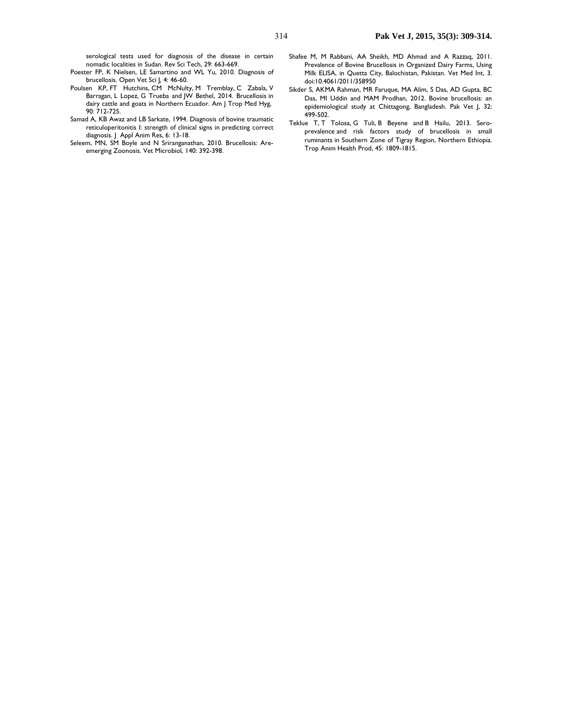serological tests used for diagnosis of the disease in certain nomadic localities in Sudan. Rev Sci Tech, 29: 663-669.

Poester FP, K Nielsen, LE Samartino and WL Yu, 2010. Diagnosis of brucellosis. Open Vet Sci J, 4: 46-60.

Poulsen KP, FT Hutchins, CM McNulty, M Tremblay, C Zabala, V Barragan, L Lopez, G Trueba and JW Bethel, 2014. Brucellosis in dairy cattle and goats in Northern Ecuador. Am J Trop Med Hyg, 90: 712-725.

Samad A, KB Awaz and LB Sarkate, 1994. Diagnosis of bovine traumatic reticuloperitonitis I: strength of clinical signs in predicting correct diagnosis. J Appl Anim Res, 6: 13-18.

Seleem, MN, SM Boyle and N Sriranganathan, 2010. Brucellosis: Are-emerging Zoonosis. Vet Microbiol, 140: 392-398.

Shafee M, M Rabbani, AA Sheikh, MD Ahmad and A Razzaq, 2011. Prevalence of Bovine Brucellosis in Organized Dairy Farms, Using Milk ELISA, in Quetta City, Balochistan, Pakistan. Vet Med Int, 3. doi:10.4061/2011/358950

Sikder S, AKMA Rahman, MR Faruque, MA Alim, S Das, AD Gupta, BC Das, MI Uddin and MAM Prodhan, 2012. Bovine brucellosis: an epidemiological study at Chittagong, Bangladesh. Pak Vet J, 32: 499-502.

Teklue T, T Tolosa, G Tuli, B Beyene and B Hailu, 2013. Sero-prevalence and risk factors study of brucellosis in small ruminants in Southern Zone of Tigray Region, Northern Ethiopia. Trop Anim Health Prod, 45: 1809-1815.